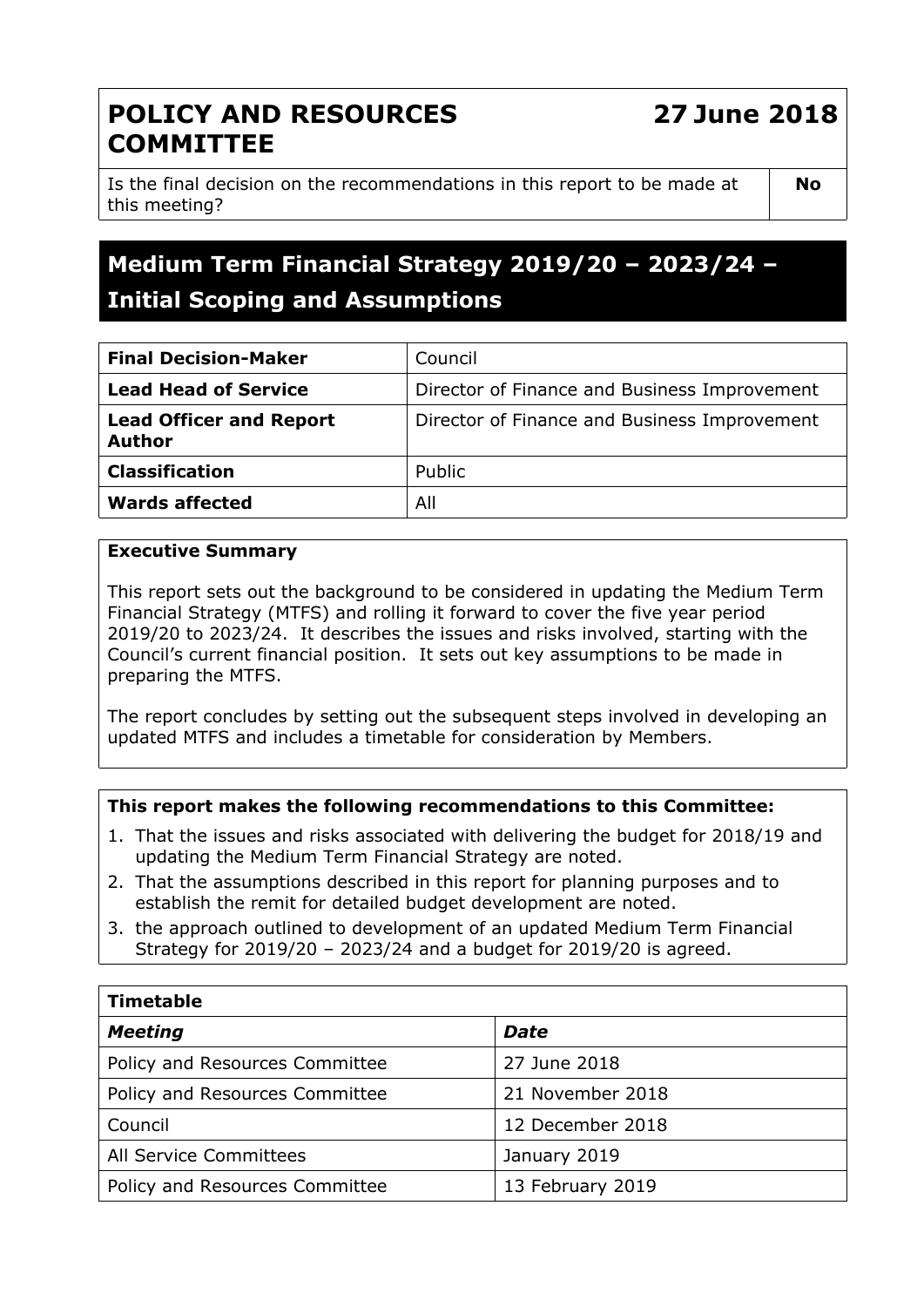| **POLICY AND RESOURCES COMMITTEE** | **27 June 2018** |
| --- | --- |
| Is the final decision on the recommendations in this report to be made at this meeting? | **No** |

# Medium Term Financial Strategy 2019/20 – 2023/24 – Initial Scoping and Assumptions

| **Final Decision-Maker** | Council |
| --- | --- |
| **Lead Head of Service** | Director of Finance and Business Improvement |
| **Lead Officer and Report Author** | Director of Finance and Business Improvement |
| **Classification** | Public |
| **Wards affected** | All |

**Executive Summary**

This report sets out the background to be considered in updating the Medium Term Financial Strategy (MTFS) and rolling it forward to cover the five year period 2019/20 to 2023/24. It describes the issues and risks involved, starting with the Council's current financial position. It sets out key assumptions to be made in preparing the MTFS.

The report concludes by setting out the subsequent steps involved in developing an updated MTFS and includes a timetable for consideration by Members.

**This report makes the following recommendations to this Committee:**

1. That the issues and risks associated with delivering the budget for 2018/19 and updating the Medium Term Financial Strategy are noted.
2. That the assumptions described in this report for planning purposes and to establish the remit for detailed budget development are noted.
3. the approach outlined to development of an updated Medium Term Financial Strategy for 2019/20 – 2023/24 and a budget for 2019/20 is agreed.

| **Timetable** | |
| --- | --- |
| ***Meeting*** | ***Date*** |
| Policy and Resources Committee | 27 June 2018 |
| Policy and Resources Committee | 21 November 2018 |
| Council | 12 December 2018 |
| All Service Committees | January 2019 |
| Policy and Resources Committee | 13 February 2019 |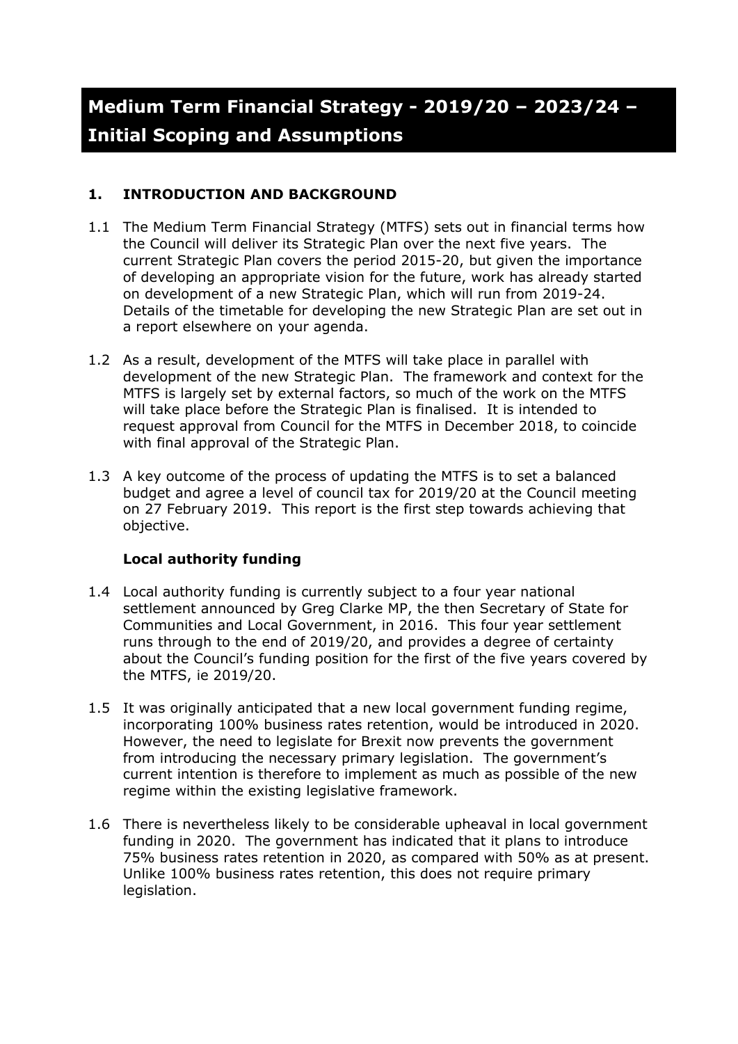# Medium Term Financial Strategy - 2019/20 – 2023/24 – Initial Scoping and Assumptions

## 1. INTRODUCTION AND BACKGROUND

1.1 The Medium Term Financial Strategy (MTFS) sets out in financial terms how the Council will deliver its Strategic Plan over the next five years. The current Strategic Plan covers the period 2015-20, but given the importance of developing an appropriate vision for the future, work has already started on development of a new Strategic Plan, which will run from 2019-24. Details of the timetable for developing the new Strategic Plan are set out in a report elsewhere on your agenda.

1.2 As a result, development of the MTFS will take place in parallel with development of the new Strategic Plan. The framework and context for the MTFS is largely set by external factors, so much of the work on the MTFS will take place before the Strategic Plan is finalised. It is intended to request approval from Council for the MTFS in December 2018, to coincide with final approval of the Strategic Plan.

1.3 A key outcome of the process of updating the MTFS is to set a balanced budget and agree a level of council tax for 2019/20 at the Council meeting on 27 February 2019. This report is the first step towards achieving that objective.

### Local authority funding

1.4 Local authority funding is currently subject to a four year national settlement announced by Greg Clarke MP, the then Secretary of State for Communities and Local Government, in 2016. This four year settlement runs through to the end of 2019/20, and provides a degree of certainty about the Council's funding position for the first of the five years covered by the MTFS, ie 2019/20.

1.5 It was originally anticipated that a new local government funding regime, incorporating 100% business rates retention, would be introduced in 2020. However, the need to legislate for Brexit now prevents the government from introducing the necessary primary legislation. The government's current intention is therefore to implement as much as possible of the new regime within the existing legislative framework.

1.6 There is nevertheless likely to be considerable upheaval in local government funding in 2020. The government has indicated that it plans to introduce 75% business rates retention in 2020, as compared with 50% as at present. Unlike 100% business rates retention, this does not require primary legislation.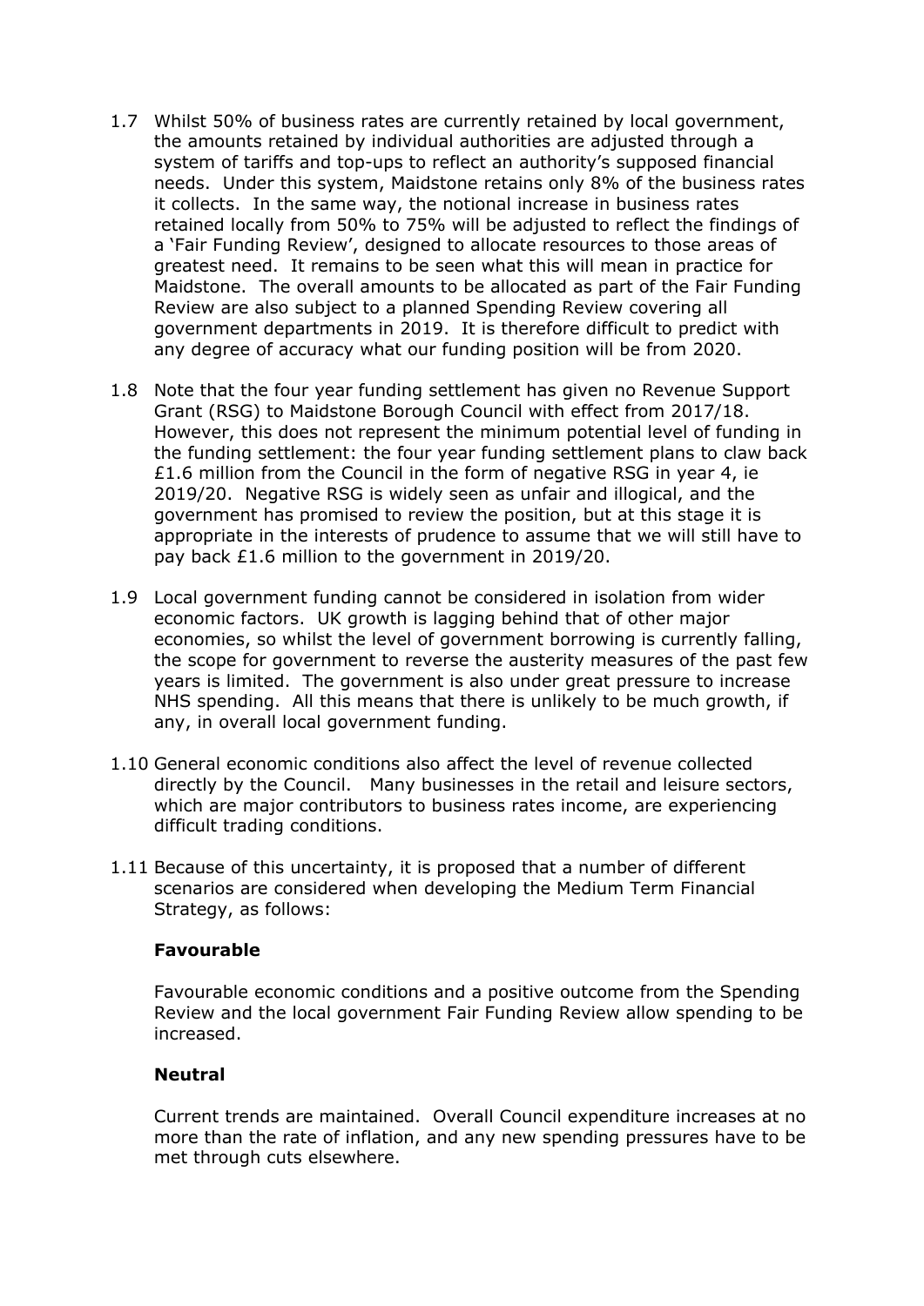1.7 Whilst 50% of business rates are currently retained by local government, the amounts retained by individual authorities are adjusted through a system of tariffs and top-ups to reflect an authority's supposed financial needs. Under this system, Maidstone retains only 8% of the business rates it collects. In the same way, the notional increase in business rates retained locally from 50% to 75% will be adjusted to reflect the findings of a 'Fair Funding Review', designed to allocate resources to those areas of greatest need. It remains to be seen what this will mean in practice for Maidstone. The overall amounts to be allocated as part of the Fair Funding Review are also subject to a planned Spending Review covering all government departments in 2019. It is therefore difficult to predict with any degree of accuracy what our funding position will be from 2020.

1.8 Note that the four year funding settlement has given no Revenue Support Grant (RSG) to Maidstone Borough Council with effect from 2017/18. However, this does not represent the minimum potential level of funding in the funding settlement: the four year funding settlement plans to claw back £1.6 million from the Council in the form of negative RSG in year 4, ie 2019/20. Negative RSG is widely seen as unfair and illogical, and the government has promised to review the position, but at this stage it is appropriate in the interests of prudence to assume that we will still have to pay back £1.6 million to the government in 2019/20.

1.9 Local government funding cannot be considered in isolation from wider economic factors. UK growth is lagging behind that of other major economies, so whilst the level of government borrowing is currently falling, the scope for government to reverse the austerity measures of the past few years is limited. The government is also under great pressure to increase NHS spending. All this means that there is unlikely to be much growth, if any, in overall local government funding.

1.10 General economic conditions also affect the level of revenue collected directly by the Council. Many businesses in the retail and leisure sectors, which are major contributors to business rates income, are experiencing difficult trading conditions.

1.11 Because of this uncertainty, it is proposed that a number of different scenarios are considered when developing the Medium Term Financial Strategy, as follows:

**Favourable**

Favourable economic conditions and a positive outcome from the Spending Review and the local government Fair Funding Review allow spending to be increased.

**Neutral**

Current trends are maintained. Overall Council expenditure increases at no more than the rate of inflation, and any new spending pressures have to be met through cuts elsewhere.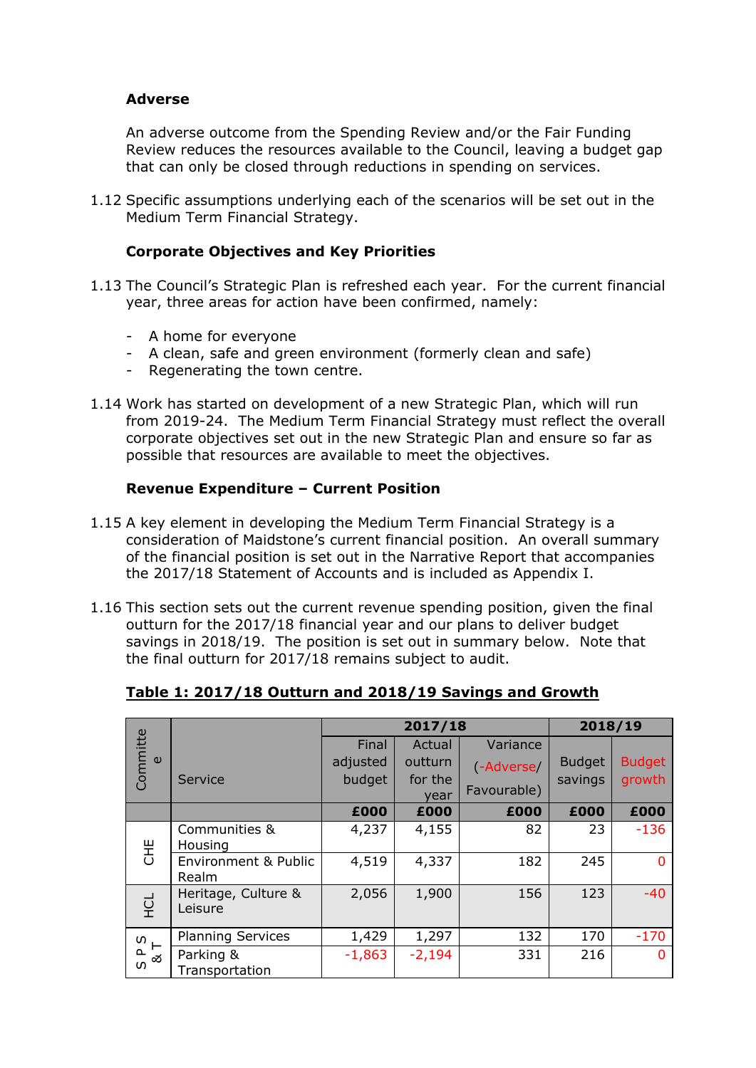**Adverse**

An adverse outcome from the Spending Review and/or the Fair Funding Review reduces the resources available to the Council, leaving a budget gap that can only be closed through reductions in spending on services.

1.12 Specific assumptions underlying each of the scenarios will be set out in the Medium Term Financial Strategy.

**Corporate Objectives and Key Priorities**

1.13 The Council's Strategic Plan is refreshed each year. For the current financial year, three areas for action have been confirmed, namely:

- A home for everyone
- A clean, safe and green environment (formerly clean and safe)
- Regenerating the town centre.

1.14 Work has started on development of a new Strategic Plan, which will run from 2019-24. The Medium Term Financial Strategy must reflect the overall corporate objectives set out in the new Strategic Plan and ensure so far as possible that resources are available to meet the objectives.

**Revenue Expenditure – Current Position**

1.15 A key element in developing the Medium Term Financial Strategy is a consideration of Maidstone's current financial position. An overall summary of the financial position is set out in the Narrative Report that accompanies the 2017/18 Statement of Accounts and is included as Appendix I.

1.16 This section sets out the current revenue spending position, given the final outturn for the 2017/18 financial year and our plans to deliver budget savings in 2018/19. The position is set out in summary below. Note that the final outturn for 2017/18 remains subject to audit.

**Table 1: 2017/18 Outturn and 2018/19 Savings and Growth**

| Committee | Service | 2017/18 | | | 2018/19 | |
|---|---|---|---|---|---|---|
| | | Final adjusted budget | Actual outturn for the year | Variance (-Adverse/ Favourable) | Budget savings | Budget growth |
| | | £000 | £000 | £000 | £000 | £000 |
| CHE | Communities & Housing | 4,237 | 4,155 | 82 | 23 | -136 |
| | Environment & Public Realm | 4,519 | 4,337 | 182 | 245 | 0 |
| HCL | Heritage, Culture & Leisure | 2,056 | 1,900 | 156 | 123 | -40 |
| SPS & T | Planning Services | 1,429 | 1,297 | 132 | 170 | -170 |
| | Parking & Transportation | -1,863 | -2,194 | 331 | 216 | 0 |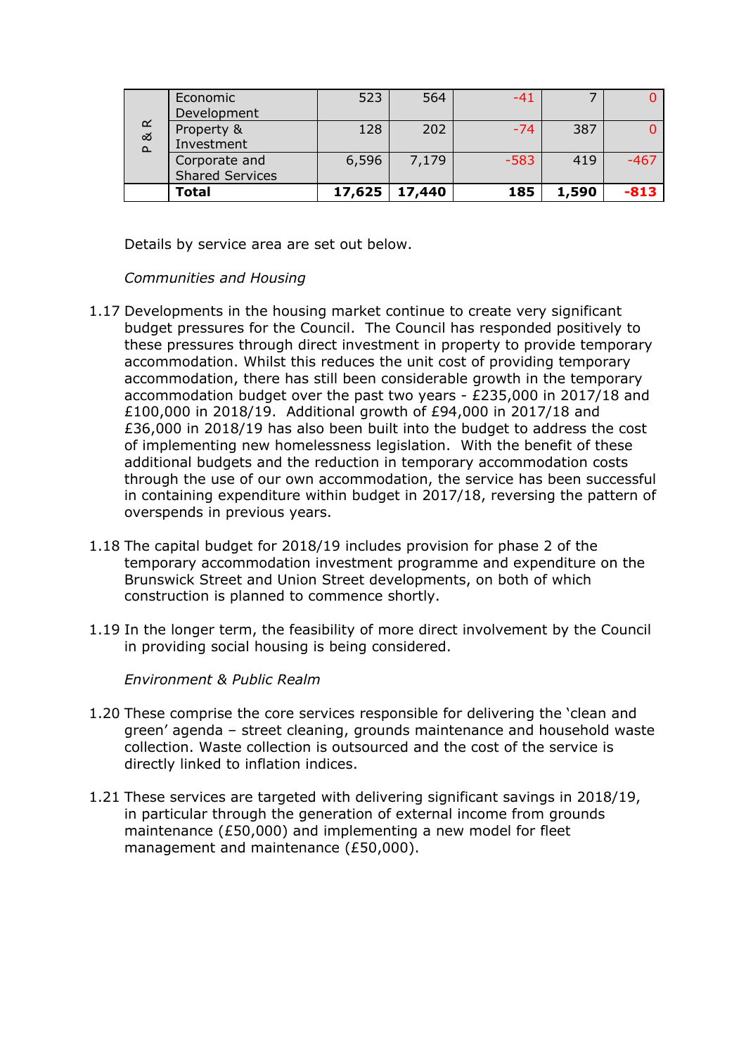| | | | | | | |
|---|---|---|---|---|---|---|
| P & R | Economic Development | 523 | 564 | -41 | 7 | 0 |
| | Property & Investment | 128 | 202 | -74 | 387 | 0 |
| | Corporate and Shared Services | 6,596 | 7,179 | -583 | 419 | -467 |
| | **Total** | **17,625** | **17,440** | **185** | **1,590** | **-813** |

Details by service area are set out below.

*Communities and Housing*

1.17 Developments in the housing market continue to create very significant budget pressures for the Council. The Council has responded positively to these pressures through direct investment in property to provide temporary accommodation. Whilst this reduces the unit cost of providing temporary accommodation, there has still been considerable growth in the temporary accommodation budget over the past two years - £235,000 in 2017/18 and £100,000 in 2018/19. Additional growth of £94,000 in 2017/18 and £36,000 in 2018/19 has also been built into the budget to address the cost of implementing new homelessness legislation. With the benefit of these additional budgets and the reduction in temporary accommodation costs through the use of our own accommodation, the service has been successful in containing expenditure within budget in 2017/18, reversing the pattern of overspends in previous years.

1.18 The capital budget for 2018/19 includes provision for phase 2 of the temporary accommodation investment programme and expenditure on the Brunswick Street and Union Street developments, on both of which construction is planned to commence shortly.

1.19 In the longer term, the feasibility of more direct involvement by the Council in providing social housing is being considered.

*Environment & Public Realm*

1.20 These comprise the core services responsible for delivering the 'clean and green' agenda – street cleaning, grounds maintenance and household waste collection. Waste collection is outsourced and the cost of the service is directly linked to inflation indices.

1.21 These services are targeted with delivering significant savings in 2018/19, in particular through the generation of external income from grounds maintenance (£50,000) and implementing a new model for fleet management and maintenance (£50,000).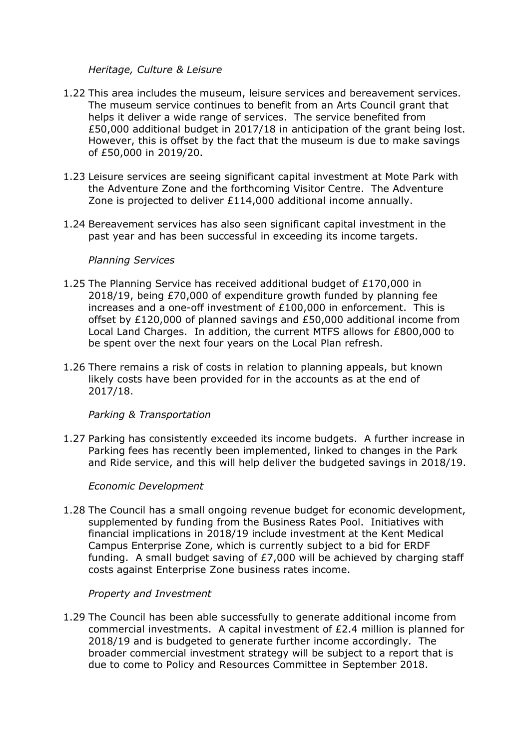*Heritage, Culture & Leisure*

1.22 This area includes the museum, leisure services and bereavement services. The museum service continues to benefit from an Arts Council grant that helps it deliver a wide range of services. The service benefited from £50,000 additional budget in 2017/18 in anticipation of the grant being lost. However, this is offset by the fact that the museum is due to make savings of £50,000 in 2019/20.

1.23 Leisure services are seeing significant capital investment at Mote Park with the Adventure Zone and the forthcoming Visitor Centre. The Adventure Zone is projected to deliver £114,000 additional income annually.

1.24 Bereavement services has also seen significant capital investment in the past year and has been successful in exceeding its income targets.

*Planning Services*

1.25 The Planning Service has received additional budget of £170,000 in 2018/19, being £70,000 of expenditure growth funded by planning fee increases and a one-off investment of £100,000 in enforcement. This is offset by £120,000 of planned savings and £50,000 additional income from Local Land Charges. In addition, the current MTFS allows for £800,000 to be spent over the next four years on the Local Plan refresh.

1.26 There remains a risk of costs in relation to planning appeals, but known likely costs have been provided for in the accounts as at the end of 2017/18.

*Parking & Transportation*

1.27 Parking has consistently exceeded its income budgets. A further increase in Parking fees has recently been implemented, linked to changes in the Park and Ride service, and this will help deliver the budgeted savings in 2018/19.

*Economic Development*

1.28 The Council has a small ongoing revenue budget for economic development, supplemented by funding from the Business Rates Pool. Initiatives with financial implications in 2018/19 include investment at the Kent Medical Campus Enterprise Zone, which is currently subject to a bid for ERDF funding. A small budget saving of £7,000 will be achieved by charging staff costs against Enterprise Zone business rates income.

*Property and Investment*

1.29 The Council has been able successfully to generate additional income from commercial investments. A capital investment of £2.4 million is planned for 2018/19 and is budgeted to generate further income accordingly. The broader commercial investment strategy will be subject to a report that is due to come to Policy and Resources Committee in September 2018.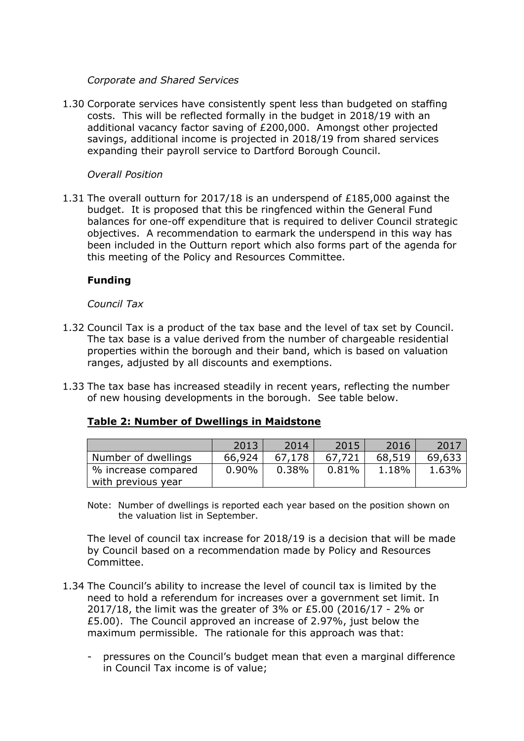*Corporate and Shared Services*

1.30 Corporate services have consistently spent less than budgeted on staffing costs. This will be reflected formally in the budget in 2018/19 with an additional vacancy factor saving of £200,000. Amongst other projected savings, additional income is projected in 2018/19 from shared services expanding their payroll service to Dartford Borough Council.

*Overall Position*

1.31 The overall outturn for 2017/18 is an underspend of £185,000 against the budget. It is proposed that this be ringfenced within the General Fund balances for one-off expenditure that is required to deliver Council strategic objectives. A recommendation to earmark the underspend in this way has been included in the Outturn report which also forms part of the agenda for this meeting of the Policy and Resources Committee.

**Funding**

*Council Tax*

1.32 Council Tax is a product of the tax base and the level of tax set by Council. The tax base is a value derived from the number of chargeable residential properties within the borough and their band, which is based on valuation ranges, adjusted by all discounts and exemptions.

1.33 The tax base has increased steadily in recent years, reflecting the number of new housing developments in the borough. See table below.

**Table 2: Number of Dwellings in Maidstone**

| | 2013 | 2014 | 2015 | 2016 | 2017 |
|---|---|---|---|---|---|
| Number of dwellings | 66,924 | 67,178 | 67,721 | 68,519 | 69,633 |
| % increase compared with previous year | 0.90% | 0.38% | 0.81% | 1.18% | 1.63% |

Note: Number of dwellings is reported each year based on the position shown on the valuation list in September.

The level of council tax increase for 2018/19 is a decision that will be made by Council based on a recommendation made by Policy and Resources Committee.

1.34 The Council's ability to increase the level of council tax is limited by the need to hold a referendum for increases over a government set limit. In 2017/18, the limit was the greater of 3% or £5.00 (2016/17 - 2% or £5.00). The Council approved an increase of 2.97%, just below the maximum permissible. The rationale for this approach was that:

- pressures on the Council's budget mean that even a marginal difference in Council Tax income is of value;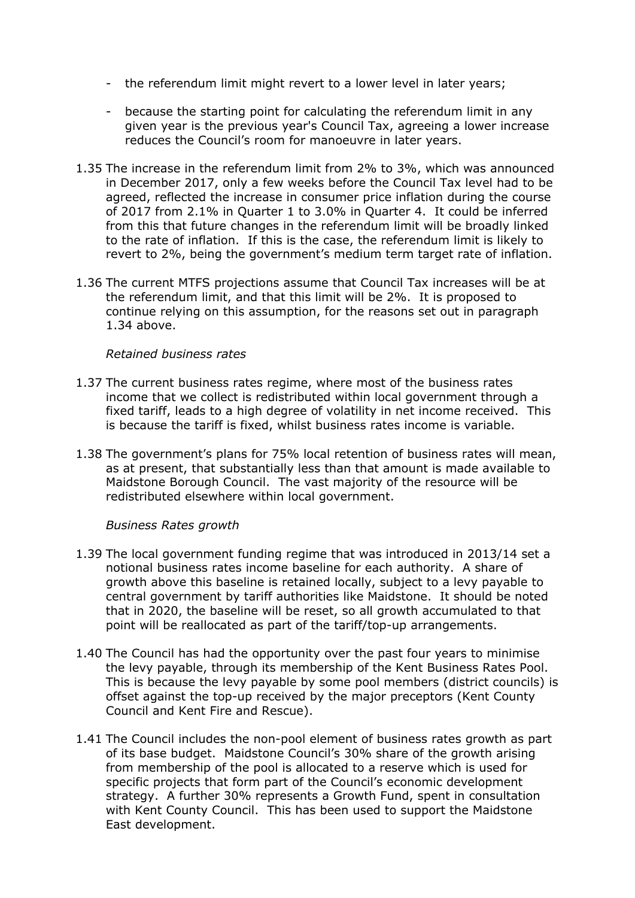- the referendum limit might revert to a lower level in later years;
- because the starting point for calculating the referendum limit in any given year is the previous year's Council Tax, agreeing a lower increase reduces the Council's room for manoeuvre in later years.

1.35 The increase in the referendum limit from 2% to 3%, which was announced in December 2017, only a few weeks before the Council Tax level had to be agreed, reflected the increase in consumer price inflation during the course of 2017 from 2.1% in Quarter 1 to 3.0% in Quarter 4. It could be inferred from this that future changes in the referendum limit will be broadly linked to the rate of inflation. If this is the case, the referendum limit is likely to revert to 2%, being the government's medium term target rate of inflation.

1.36 The current MTFS projections assume that Council Tax increases will be at the referendum limit, and that this limit will be 2%. It is proposed to continue relying on this assumption, for the reasons set out in paragraph 1.34 above.

*Retained business rates*

1.37 The current business rates regime, where most of the business rates income that we collect is redistributed within local government through a fixed tariff, leads to a high degree of volatility in net income received. This is because the tariff is fixed, whilst business rates income is variable.

1.38 The government's plans for 75% local retention of business rates will mean, as at present, that substantially less than that amount is made available to Maidstone Borough Council. The vast majority of the resource will be redistributed elsewhere within local government.

*Business Rates growth*

1.39 The local government funding regime that was introduced in 2013/14 set a notional business rates income baseline for each authority. A share of growth above this baseline is retained locally, subject to a levy payable to central government by tariff authorities like Maidstone. It should be noted that in 2020, the baseline will be reset, so all growth accumulated to that point will be reallocated as part of the tariff/top-up arrangements.

1.40 The Council has had the opportunity over the past four years to minimise the levy payable, through its membership of the Kent Business Rates Pool. This is because the levy payable by some pool members (district councils) is offset against the top-up received by the major preceptors (Kent County Council and Kent Fire and Rescue).

1.41 The Council includes the non-pool element of business rates growth as part of its base budget. Maidstone Council's 30% share of the growth arising from membership of the pool is allocated to a reserve which is used for specific projects that form part of the Council's economic development strategy. A further 30% represents a Growth Fund, spent in consultation with Kent County Council. This has been used to support the Maidstone East development.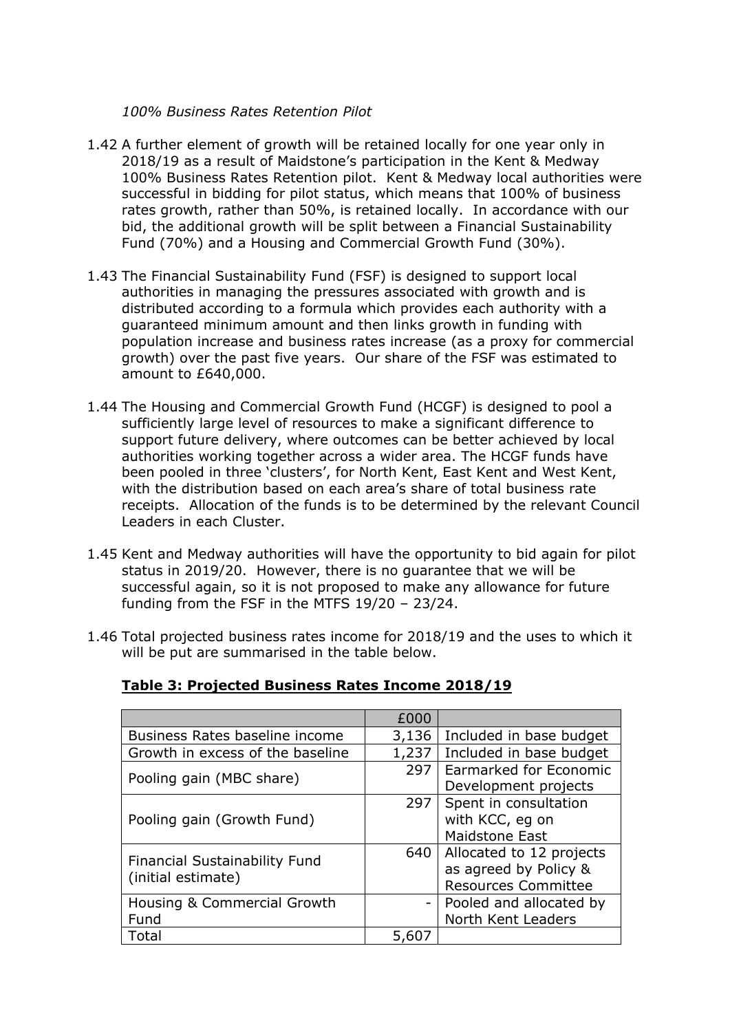*100% Business Rates Retention Pilot*

1.42 A further element of growth will be retained locally for one year only in 2018/19 as a result of Maidstone's participation in the Kent & Medway 100% Business Rates Retention pilot. Kent & Medway local authorities were successful in bidding for pilot status, which means that 100% of business rates growth, rather than 50%, is retained locally. In accordance with our bid, the additional growth will be split between a Financial Sustainability Fund (70%) and a Housing and Commercial Growth Fund (30%).

1.43 The Financial Sustainability Fund (FSF) is designed to support local authorities in managing the pressures associated with growth and is distributed according to a formula which provides each authority with a guaranteed minimum amount and then links growth in funding with population increase and business rates increase (as a proxy for commercial growth) over the past five years. Our share of the FSF was estimated to amount to £640,000.

1.44 The Housing and Commercial Growth Fund (HCGF) is designed to pool a sufficiently large level of resources to make a significant difference to support future delivery, where outcomes can be better achieved by local authorities working together across a wider area. The HCGF funds have been pooled in three 'clusters', for North Kent, East Kent and West Kent, with the distribution based on each area's share of total business rate receipts. Allocation of the funds is to be determined by the relevant Council Leaders in each Cluster.

1.45 Kent and Medway authorities will have the opportunity to bid again for pilot status in 2019/20. However, there is no guarantee that we will be successful again, so it is not proposed to make any allowance for future funding from the FSF in the MTFS 19/20 – 23/24.

1.46 Total projected business rates income for 2018/19 and the uses to which it will be put are summarised in the table below.

**Table 3: Projected Business Rates Income 2018/19**

| | £000 | |
|---|---|---|
| Business Rates baseline income | 3,136 | Included in base budget |
| Growth in excess of the baseline | 1,237 | Included in base budget |
| Pooling gain (MBC share) | 297 | Earmarked for Economic Development projects |
| Pooling gain (Growth Fund) | 297 | Spent in consultation with KCC, eg on Maidstone East |
| Financial Sustainability Fund (initial estimate) | 640 | Allocated to 12 projects as agreed by Policy & Resources Committee |
| Housing & Commercial Growth Fund | - | Pooled and allocated by North Kent Leaders |
| Total | 5,607 | |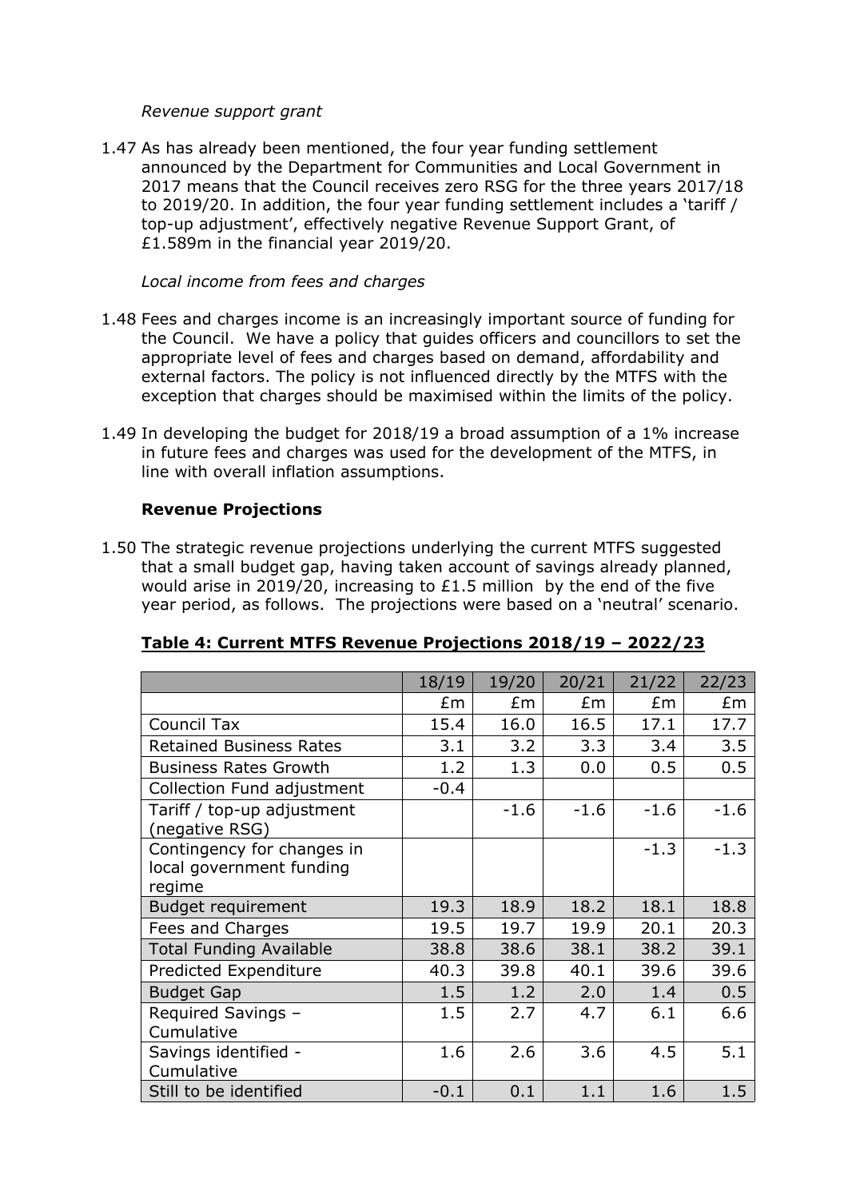*Revenue support grant*

1.47 As has already been mentioned, the four year funding settlement announced by the Department for Communities and Local Government in 2017 means that the Council receives zero RSG for the three years 2017/18 to 2019/20. In addition, the four year funding settlement includes a 'tariff / top-up adjustment', effectively negative Revenue Support Grant, of £1.589m in the financial year 2019/20.

*Local income from fees and charges*

1.48 Fees and charges income is an increasingly important source of funding for the Council. We have a policy that guides officers and councillors to set the appropriate level of fees and charges based on demand, affordability and external factors. The policy is not influenced directly by the MTFS with the exception that charges should be maximised within the limits of the policy.

1.49 In developing the budget for 2018/19 a broad assumption of a 1% increase in future fees and charges was used for the development of the MTFS, in line with overall inflation assumptions.

**Revenue Projections**

1.50 The strategic revenue projections underlying the current MTFS suggested that a small budget gap, having taken account of savings already planned, would arise in 2019/20, increasing to £1.5 million by the end of the five year period, as follows. The projections were based on a 'neutral' scenario.

**Table 4: Current MTFS Revenue Projections 2018/19 – 2022/23**

| | 18/19 | 19/20 | 20/21 | 21/22 | 22/23 |
|---|---|---|---|---|---|
| | £m | £m | £m | £m | £m |
| Council Tax | 15.4 | 16.0 | 16.5 | 17.1 | 17.7 |
| Retained Business Rates | 3.1 | 3.2 | 3.3 | 3.4 | 3.5 |
| Business Rates Growth | 1.2 | 1.3 | 0.0 | 0.5 | 0.5 |
| Collection Fund adjustment | -0.4 | | | | |
| Tariff / top-up adjustment (negative RSG) | | -1.6 | -1.6 | -1.6 | -1.6 |
| Contingency for changes in local government funding regime | | | | -1.3 | -1.3 |
| Budget requirement | 19.3 | 18.9 | 18.2 | 18.1 | 18.8 |
| Fees and Charges | 19.5 | 19.7 | 19.9 | 20.1 | 20.3 |
| Total Funding Available | 38.8 | 38.6 | 38.1 | 38.2 | 39.1 |
| Predicted Expenditure | 40.3 | 39.8 | 40.1 | 39.6 | 39.6 |
| Budget Gap | 1.5 | 1.2 | 2.0 | 1.4 | 0.5 |
| Required Savings – Cumulative | 1.5 | 2.7 | 4.7 | 6.1 | 6.6 |
| Savings identified - Cumulative | 1.6 | 2.6 | 3.6 | 4.5 | 5.1 |
| Still to be identified | -0.1 | 0.1 | 1.1 | 1.6 | 1.5 |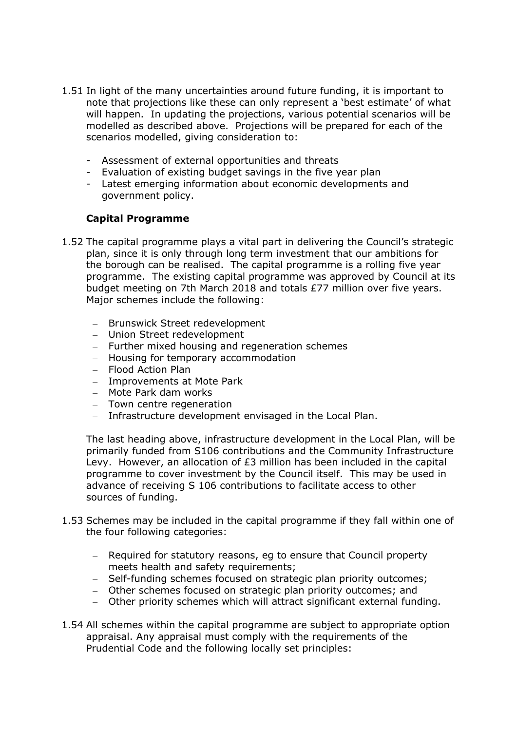1.51 In light of the many uncertainties around future funding, it is important to note that projections like these can only represent a 'best estimate' of what will happen. In updating the projections, various potential scenarios will be modelled as described above. Projections will be prepared for each of the scenarios modelled, giving consideration to:

- Assessment of external opportunities and threats
- Evaluation of existing budget savings in the five year plan
- Latest emerging information about economic developments and government policy.

**Capital Programme**

1.52 The capital programme plays a vital part in delivering the Council's strategic plan, since it is only through long term investment that our ambitions for the borough can be realised. The capital programme is a rolling five year programme. The existing capital programme was approved by Council at its budget meeting on 7th March 2018 and totals £77 million over five years. Major schemes include the following:

- Brunswick Street redevelopment
- Union Street redevelopment
- Further mixed housing and regeneration schemes
- Housing for temporary accommodation
- Flood Action Plan
- Improvements at Mote Park
- Mote Park dam works
- Town centre regeneration
- Infrastructure development envisaged in the Local Plan.

The last heading above, infrastructure development in the Local Plan, will be primarily funded from S106 contributions and the Community Infrastructure Levy. However, an allocation of £3 million has been included in the capital programme to cover investment by the Council itself. This may be used in advance of receiving S 106 contributions to facilitate access to other sources of funding.

1.53 Schemes may be included in the capital programme if they fall within one of the four following categories:

- Required for statutory reasons, eg to ensure that Council property meets health and safety requirements;
- Self-funding schemes focused on strategic plan priority outcomes;
- Other schemes focused on strategic plan priority outcomes; and
- Other priority schemes which will attract significant external funding.

1.54 All schemes within the capital programme are subject to appropriate option appraisal. Any appraisal must comply with the requirements of the Prudential Code and the following locally set principles: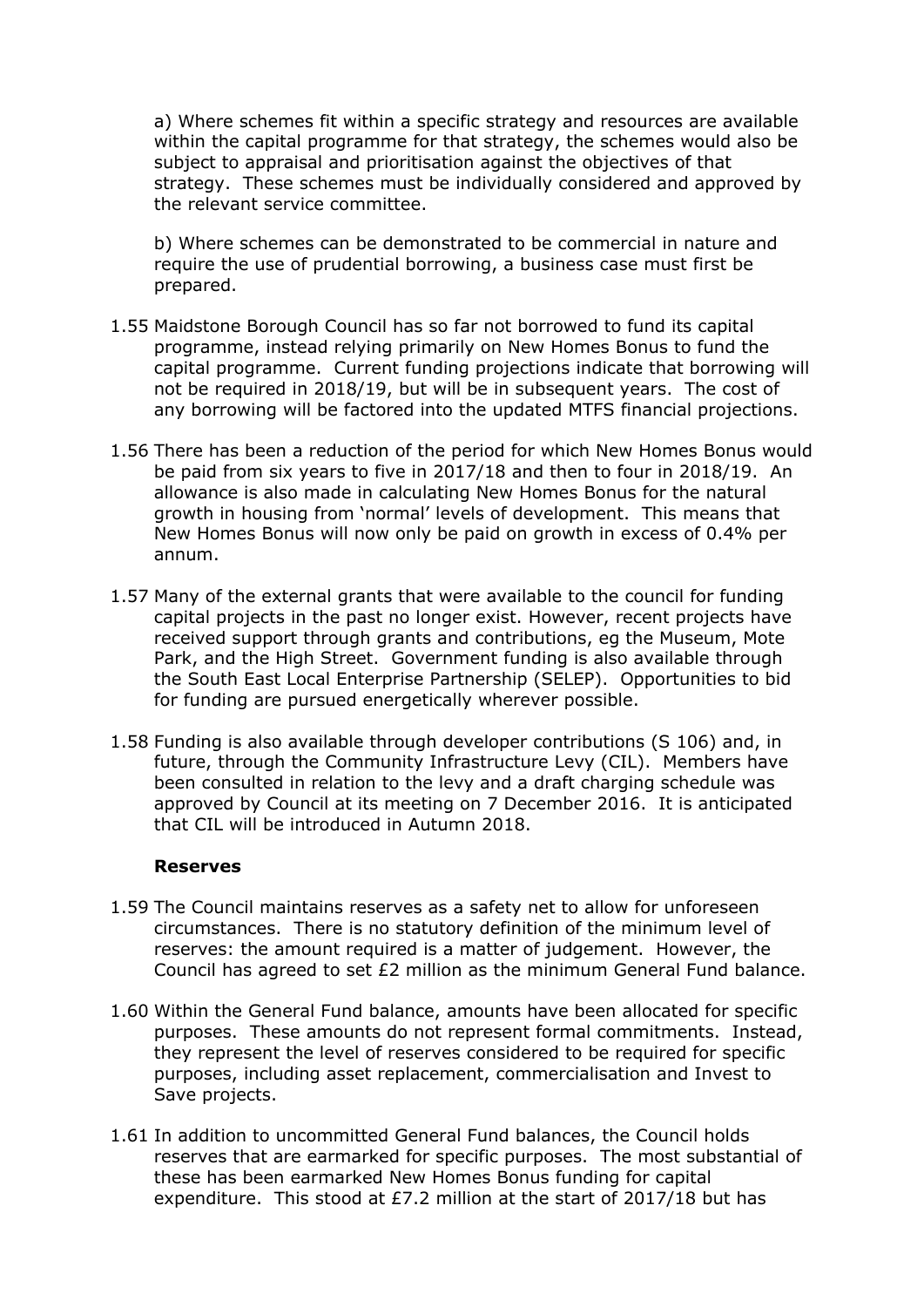a) Where schemes fit within a specific strategy and resources are available within the capital programme for that strategy, the schemes would also be subject to appraisal and prioritisation against the objectives of that strategy. These schemes must be individually considered and approved by the relevant service committee.

b) Where schemes can be demonstrated to be commercial in nature and require the use of prudential borrowing, a business case must first be prepared.

1.55 Maidstone Borough Council has so far not borrowed to fund its capital programme, instead relying primarily on New Homes Bonus to fund the capital programme. Current funding projections indicate that borrowing will not be required in 2018/19, but will be in subsequent years. The cost of any borrowing will be factored into the updated MTFS financial projections.

1.56 There has been a reduction of the period for which New Homes Bonus would be paid from six years to five in 2017/18 and then to four in 2018/19. An allowance is also made in calculating New Homes Bonus for the natural growth in housing from 'normal' levels of development. This means that New Homes Bonus will now only be paid on growth in excess of 0.4% per annum.

1.57 Many of the external grants that were available to the council for funding capital projects in the past no longer exist. However, recent projects have received support through grants and contributions, eg the Museum, Mote Park, and the High Street. Government funding is also available through the South East Local Enterprise Partnership (SELEP). Opportunities to bid for funding are pursued energetically wherever possible.

1.58 Funding is also available through developer contributions (S 106) and, in future, through the Community Infrastructure Levy (CIL). Members have been consulted in relation to the levy and a draft charging schedule was approved by Council at its meeting on 7 December 2016. It is anticipated that CIL will be introduced in Autumn 2018.

**Reserves**

1.59 The Council maintains reserves as a safety net to allow for unforeseen circumstances. There is no statutory definition of the minimum level of reserves: the amount required is a matter of judgement. However, the Council has agreed to set £2 million as the minimum General Fund balance.

1.60 Within the General Fund balance, amounts have been allocated for specific purposes. These amounts do not represent formal commitments. Instead, they represent the level of reserves considered to be required for specific purposes, including asset replacement, commercialisation and Invest to Save projects.

1.61 In addition to uncommitted General Fund balances, the Council holds reserves that are earmarked for specific purposes. The most substantial of these has been earmarked New Homes Bonus funding for capital expenditure. This stood at £7.2 million at the start of 2017/18 but has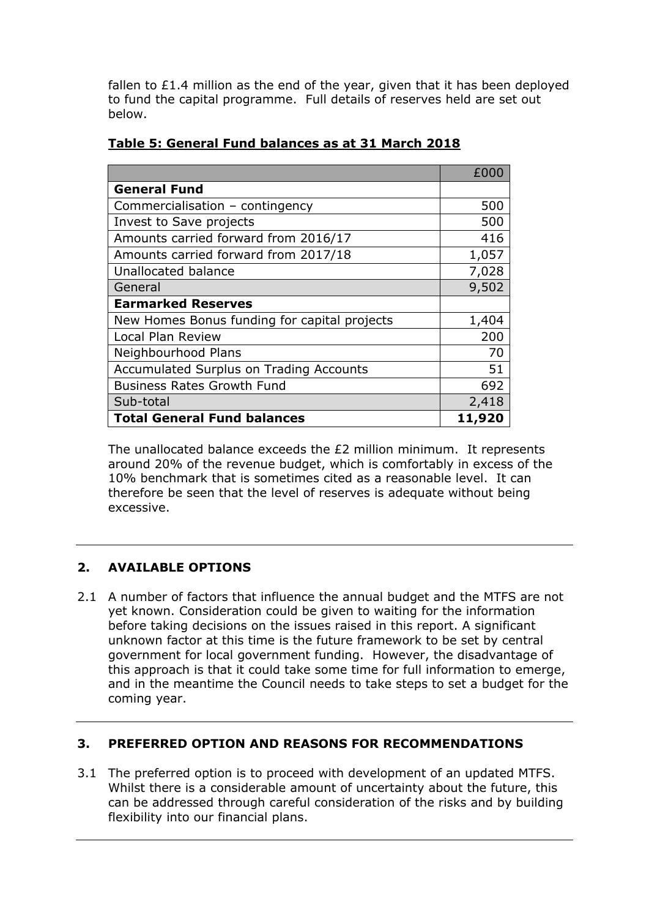fallen to £1.4 million as the end of the year, given that it has been deployed to fund the capital programme. Full details of reserves held are set out below.

**Table 5: General Fund balances as at 31 March 2018**

| | £000 |
|---|---:|
| **General Fund** | |
| Commercialisation – contingency | 500 |
| Invest to Save projects | 500 |
| Amounts carried forward from 2016/17 | 416 |
| Amounts carried forward from 2017/18 | 1,057 |
| Unallocated balance | 7,028 |
| General | 9,502 |
| **Earmarked Reserves** | |
| New Homes Bonus funding for capital projects | 1,404 |
| Local Plan Review | 200 |
| Neighbourhood Plans | 70 |
| Accumulated Surplus on Trading Accounts | 51 |
| Business Rates Growth Fund | 692 |
| Sub-total | 2,418 |
| **Total General Fund balances** | **11,920** |

The unallocated balance exceeds the £2 million minimum. It represents around 20% of the revenue budget, which is comfortably in excess of the 10% benchmark that is sometimes cited as a reasonable level. It can therefore be seen that the level of reserves is adequate without being excessive.

## 2. AVAILABLE OPTIONS

2.1 A number of factors that influence the annual budget and the MTFS are not yet known. Consideration could be given to waiting for the information before taking decisions on the issues raised in this report. A significant unknown factor at this time is the future framework to be set by central government for local government funding. However, the disadvantage of this approach is that it could take some time for full information to emerge, and in the meantime the Council needs to take steps to set a budget for the coming year.

## 3. PREFERRED OPTION AND REASONS FOR RECOMMENDATIONS

3.1 The preferred option is to proceed with development of an updated MTFS. Whilst there is a considerable amount of uncertainty about the future, this can be addressed through careful consideration of the risks and by building flexibility into our financial plans.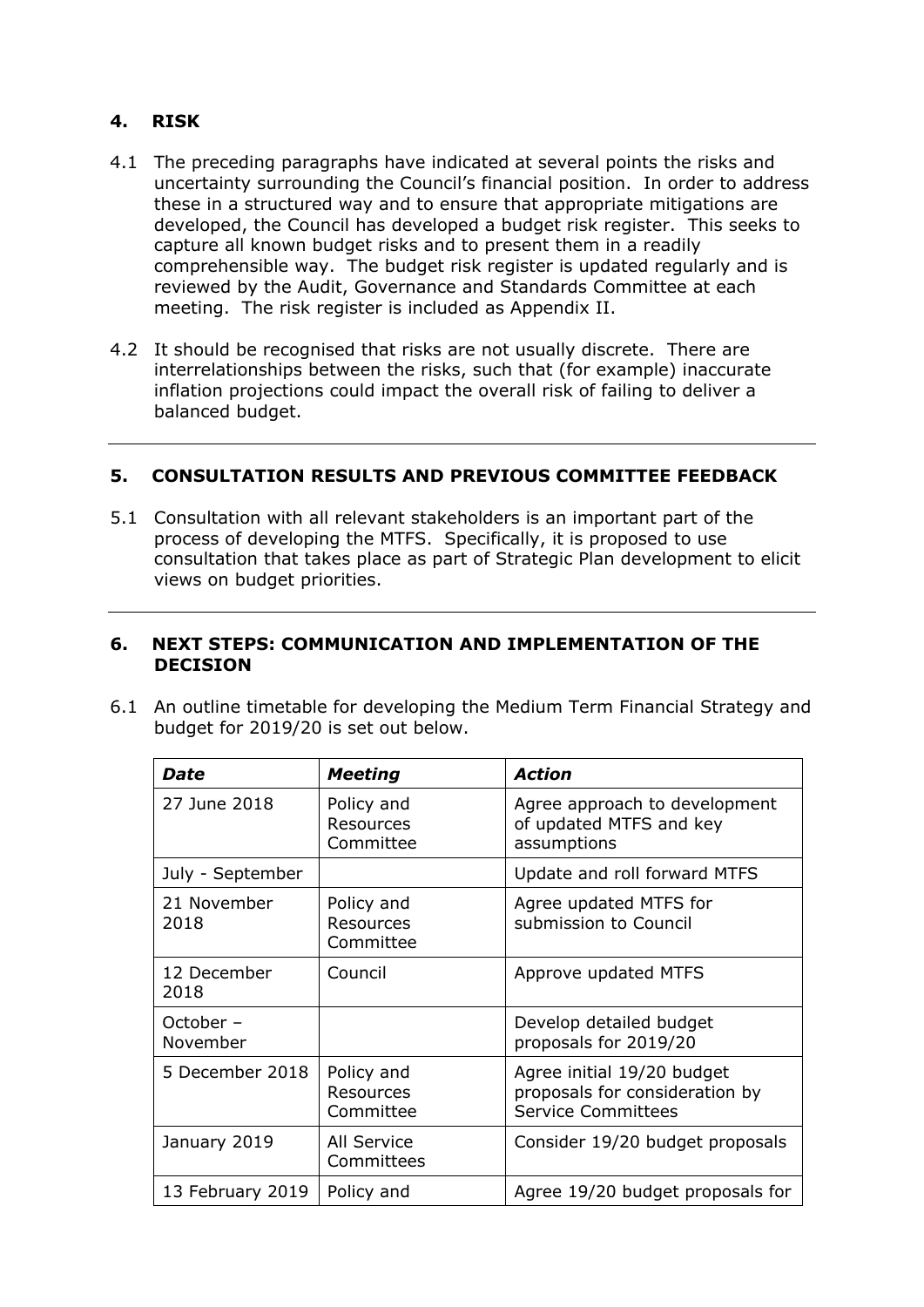## 4. RISK

4.1 The preceding paragraphs have indicated at several points the risks and uncertainty surrounding the Council's financial position. In order to address these in a structured way and to ensure that appropriate mitigations are developed, the Council has developed a budget risk register. This seeks to capture all known budget risks and to present them in a readily comprehensible way. The budget risk register is updated regularly and is reviewed by the Audit, Governance and Standards Committee at each meeting. The risk register is included as Appendix II.

4.2 It should be recognised that risks are not usually discrete. There are interrelationships between the risks, such that (for example) inaccurate inflation projections could impact the overall risk of failing to deliver a balanced budget.

## 5. CONSULTATION RESULTS AND PREVIOUS COMMITTEE FEEDBACK

5.1 Consultation with all relevant stakeholders is an important part of the process of developing the MTFS. Specifically, it is proposed to use consultation that takes place as part of Strategic Plan development to elicit views on budget priorities.

## 6. NEXT STEPS: COMMUNICATION AND IMPLEMENTATION OF THE DECISION

6.1 An outline timetable for developing the Medium Term Financial Strategy and budget for 2019/20 is set out below.

| *Date* | *Meeting* | *Action* |
|---|---|---|
| 27 June 2018 | Policy and Resources Committee | Agree approach to development of updated MTFS and key assumptions |
| July - September | | Update and roll forward MTFS |
| 21 November 2018 | Policy and Resources Committee | Agree updated MTFS for submission to Council |
| 12 December 2018 | Council | Approve updated MTFS |
| October – November | | Develop detailed budget proposals for 2019/20 |
| 5 December 2018 | Policy and Resources Committee | Agree initial 19/20 budget proposals for consideration by Service Committees |
| January 2019 | All Service Committees | Consider 19/20 budget proposals |
| 13 February 2019 | Policy and | Agree 19/20 budget proposals for |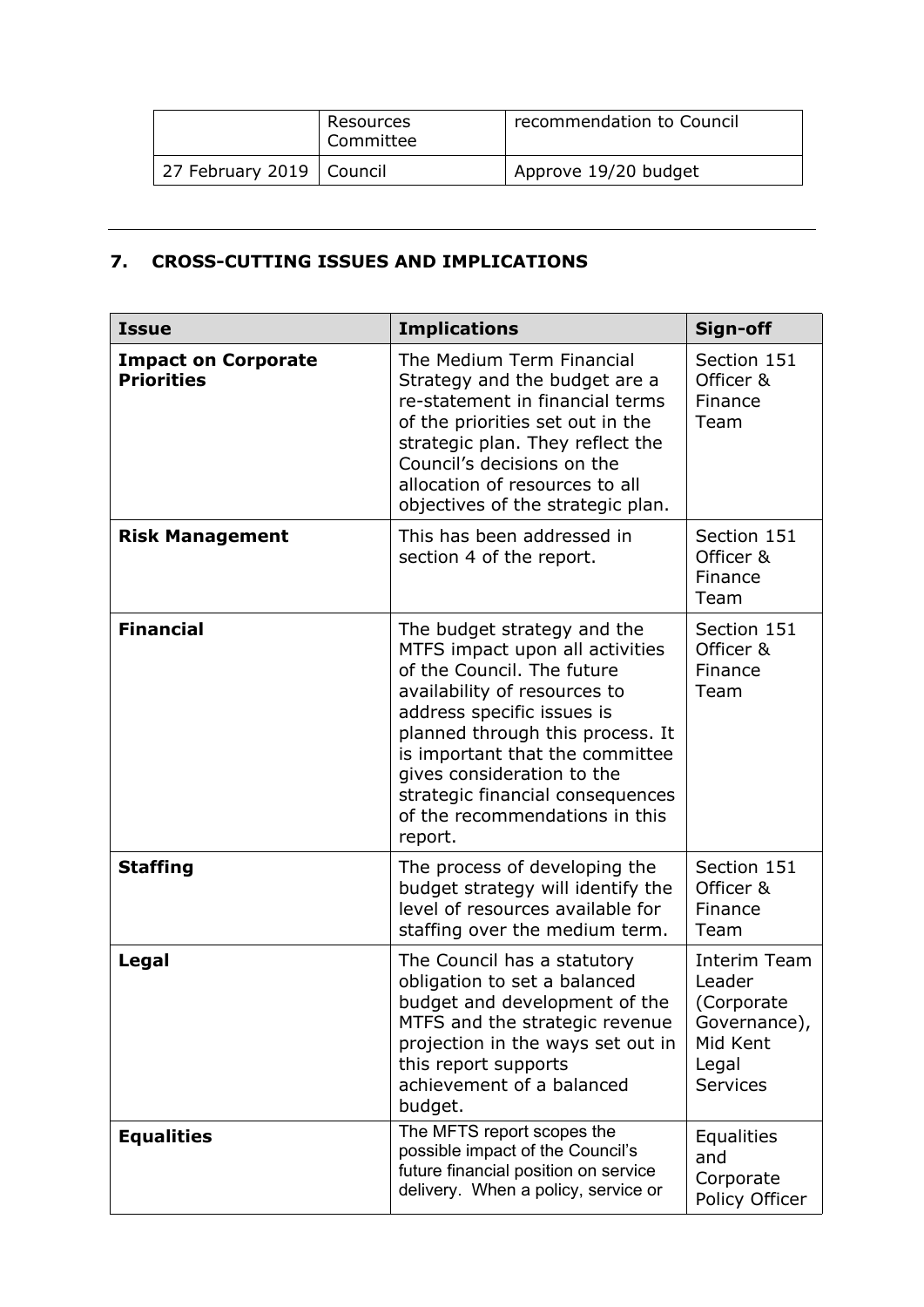| | | |
|---|---|---|
| | Resources Committee | recommendation to Council |
| 27 February 2019 | Council | Approve 19/20 budget |

## 7. CROSS-CUTTING ISSUES AND IMPLICATIONS

| Issue | Implications | Sign-off |
|---|---|---|
| **Impact on Corporate Priorities** | The Medium Term Financial Strategy and the budget are a re-statement in financial terms of the priorities set out in the strategic plan. They reflect the Council's decisions on the allocation of resources to all objectives of the strategic plan. | Section 151 Officer & Finance Team |
| **Risk Management** | This has been addressed in section 4 of the report. | Section 151 Officer & Finance Team |
| **Financial** | The budget strategy and the MTFS impact upon all activities of the Council. The future availability of resources to address specific issues is planned through this process. It is important that the committee gives consideration to the strategic financial consequences of the recommendations in this report. | Section 151 Officer & Finance Team |
| **Staffing** | The process of developing the budget strategy will identify the level of resources available for staffing over the medium term. | Section 151 Officer & Finance Team |
| **Legal** | The Council has a statutory obligation to set a balanced budget and development of the MTFS and the strategic revenue projection in the ways set out in this report supports achievement of a balanced budget. | Interim Team Leader (Corporate Governance), Mid Kent Legal Services |
| **Equalities** | The MFTS report scopes the possible impact of the Council's future financial position on service delivery. When a policy, service or | Equalities and Corporate Policy Officer |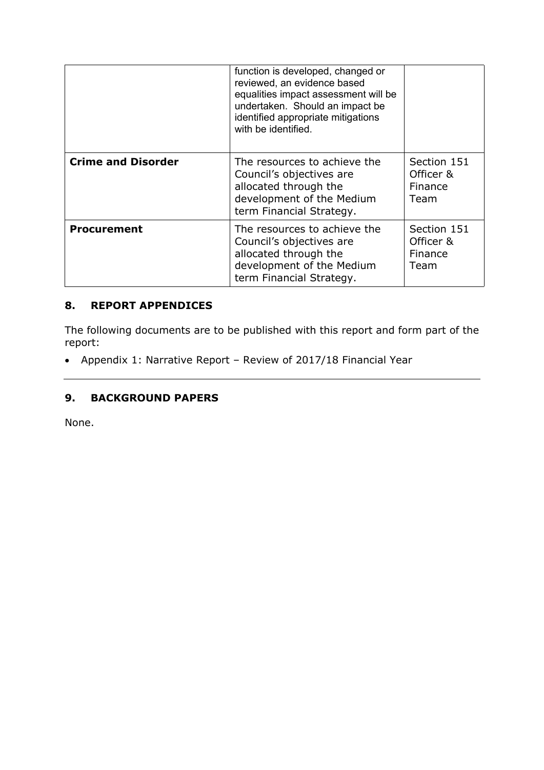| | | |
|---|---|---|
| | function is developed, changed or reviewed, an evidence based equalities impact assessment will be undertaken. Should an impact be identified appropriate mitigations with be identified. | |
| **Crime and Disorder** | The resources to achieve the Council's objectives are allocated through the development of the Medium term Financial Strategy. | Section 151 Officer & Finance Team |
| **Procurement** | The resources to achieve the Council's objectives are allocated through the development of the Medium term Financial Strategy. | Section 151 Officer & Finance Team |

## 8. REPORT APPENDICES

The following documents are to be published with this report and form part of the report:

- Appendix 1: Narrative Report – Review of 2017/18 Financial Year

---

## 9. BACKGROUND PAPERS

None.